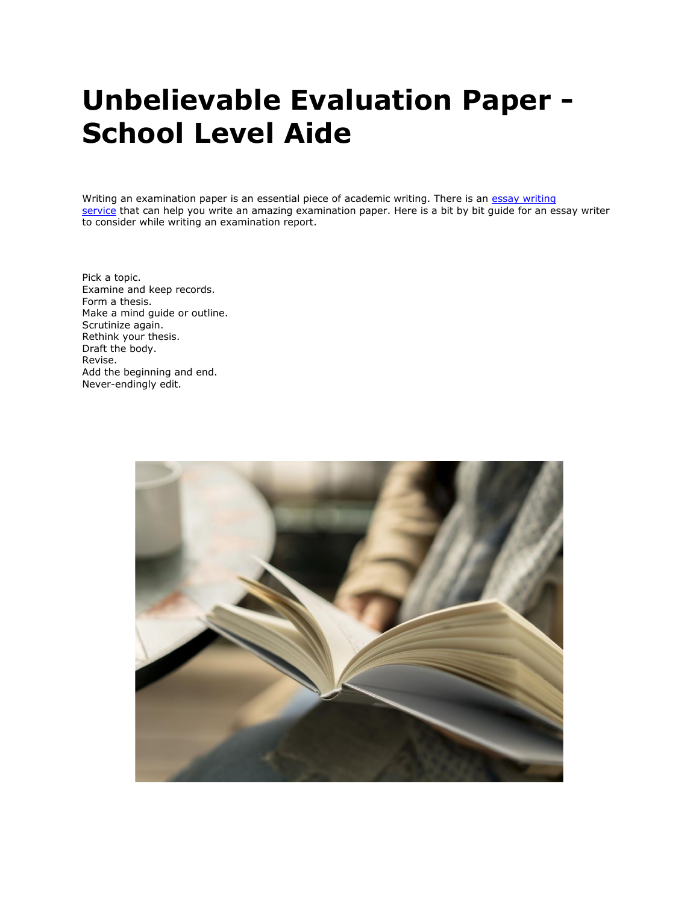# Unbelievable Evaluation Paper - School Level Aide

Writing an examination paper is an essential piece of academic writing. There is an [essay writing service]() that can help you write an amazing examination paper. Here is a bit by bit guide for an essay writer to consider while writing an examination report.

Pick a topic.
Examine and keep records.
Form a thesis.
Make a mind guide or outline.
Scrutinize again.
Rethink your thesis.
Draft the body.
Revise.
Add the beginning and end.
Never-endingly edit.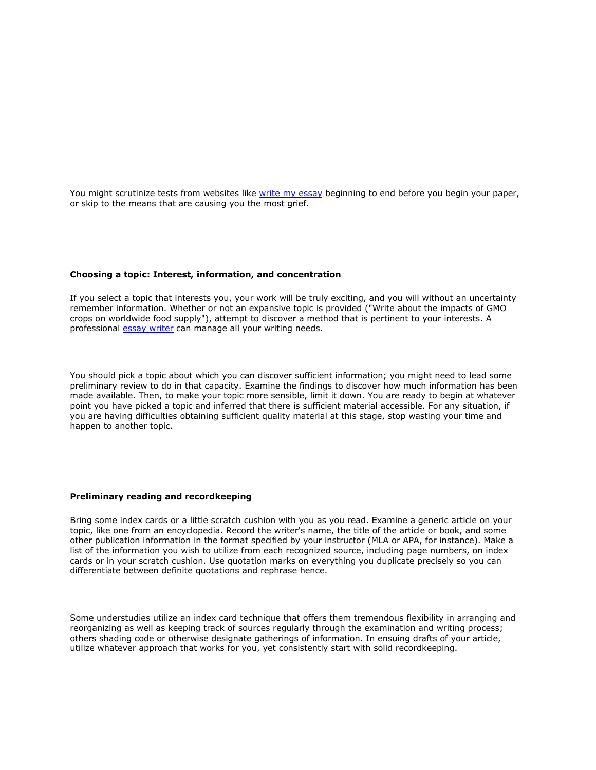You might scrutinize tests from websites like [write my essay]() beginning to end before you begin your paper, or skip to the means that are causing you the most grief.

### Choosing a topic: Interest, information, and concentration

If you select a topic that interests you, your work will be truly exciting, and you will without an uncertainty remember information. Whether or not an expansive topic is provided ("Write about the impacts of GMO crops on worldwide food supply"), attempt to discover a method that is pertinent to your interests. A professional [essay writer]() can manage all your writing needs.

You should pick a topic about which you can discover sufficient information; you might need to lead some preliminary review to do in that capacity. Examine the findings to discover how much information has been made available. Then, to make your topic more sensible, limit it down. You are ready to begin at whatever point you have picked a topic and inferred that there is sufficient material accessible. For any situation, if you are having difficulties obtaining sufficient quality material at this stage, stop wasting your time and happen to another topic.

### Preliminary reading and recordkeeping

Bring some index cards or a little scratch cushion with you as you read. Examine a generic article on your topic, like one from an encyclopedia. Record the writer's name, the title of the article or book, and some other publication information in the format specified by your instructor (MLA or APA, for instance). Make a list of the information you wish to utilize from each recognized source, including page numbers, on index cards or in your scratch cushion. Use quotation marks on everything you duplicate precisely so you can differentiate between definite quotations and rephrase hence.

Some understudies utilize an index card technique that offers them tremendous flexibility in arranging and reorganizing as well as keeping track of sources regularly through the examination and writing process; others shading code or otherwise designate gatherings of information. In ensuing drafts of your article, utilize whatever approach that works for you, yet consistently start with solid recordkeeping.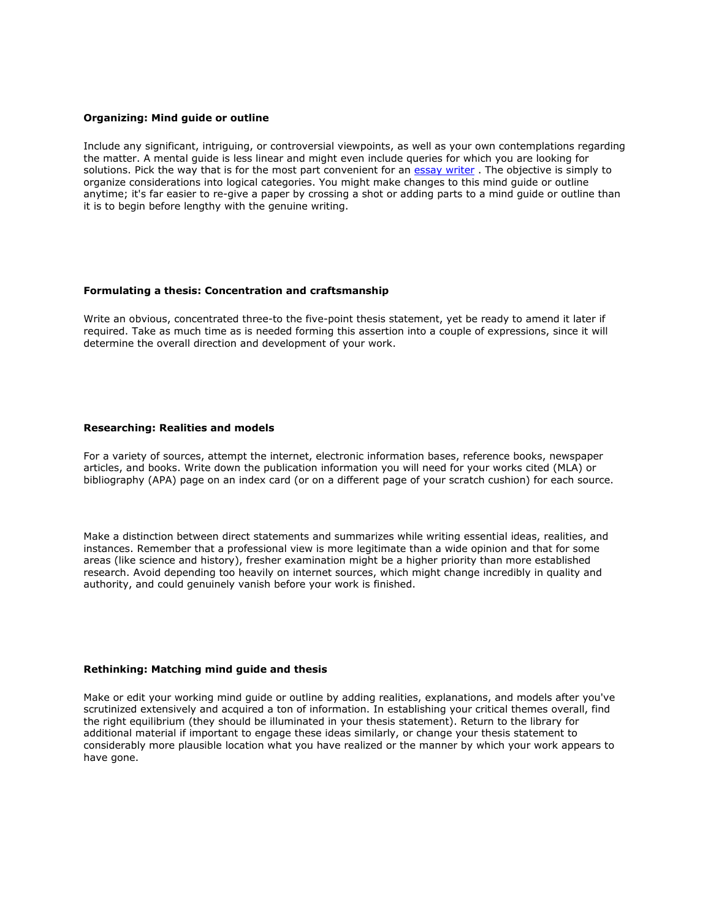**Organizing: Mind guide or outline**

Include any significant, intriguing, or controversial viewpoints, as well as your own contemplations regarding the matter. A mental guide is less linear and might even include queries for which you are looking for solutions. Pick the way that is for the most part convenient for an [essay writer](essay writer) . The objective is simply to organize considerations into logical categories. You might make changes to this mind guide or outline anytime; it's far easier to re-give a paper by crossing a shot or adding parts to a mind guide or outline than it is to begin before lengthy with the genuine writing.

**Formulating a thesis: Concentration and craftsmanship**

Write an obvious, concentrated three-to the five-point thesis statement, yet be ready to amend it later if required. Take as much time as is needed forming this assertion into a couple of expressions, since it will determine the overall direction and development of your work.

**Researching: Realities and models**

For a variety of sources, attempt the internet, electronic information bases, reference books, newspaper articles, and books. Write down the publication information you will need for your works cited (MLA) or bibliography (APA) page on an index card (or on a different page of your scratch cushion) for each source.

Make a distinction between direct statements and summarizes while writing essential ideas, realities, and instances. Remember that a professional view is more legitimate than a wide opinion and that for some areas (like science and history), fresher examination might be a higher priority than more established research. Avoid depending too heavily on internet sources, which might change incredibly in quality and authority, and could genuinely vanish before your work is finished.

**Rethinking: Matching mind guide and thesis**

Make or edit your working mind guide or outline by adding realities, explanations, and models after you've scrutinized extensively and acquired a ton of information. In establishing your critical themes overall, find the right equilibrium (they should be illuminated in your thesis statement). Return to the library for additional material if important to engage these ideas similarly, or change your thesis statement to considerably more plausible location what you have realized or the manner by which your work appears to have gone.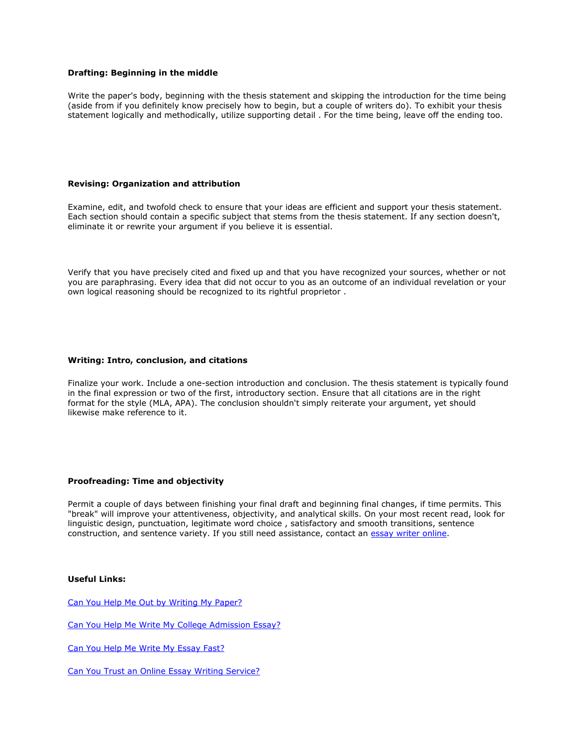**Drafting: Beginning in the middle**

Write the paper's body, beginning with the thesis statement and skipping the introduction for the time being (aside from if you definitely know precisely how to begin, but a couple of writers do). To exhibit your thesis statement logically and methodically, utilize supporting detail . For the time being, leave off the ending too.

**Revising: Organization and attribution**

Examine, edit, and twofold check to ensure that your ideas are efficient and support your thesis statement. Each section should contain a specific subject that stems from the thesis statement. If any section doesn't, eliminate it or rewrite your argument if you believe it is essential.

Verify that you have precisely cited and fixed up and that you have recognized your sources, whether or not you are paraphrasing. Every idea that did not occur to you as an outcome of an individual revelation or your own logical reasoning should be recognized to its rightful proprietor .

**Writing: Intro, conclusion, and citations**

Finalize your work. Include a one-section introduction and conclusion. The thesis statement is typically found in the final expression or two of the first, introductory section. Ensure that all citations are in the right format for the style (MLA, APA). The conclusion shouldn't simply reiterate your argument, yet should likewise make reference to it.

**Proofreading: Time and objectivity**

Permit a couple of days between finishing your final draft and beginning final changes, if time permits. This "break" will improve your attentiveness, objectivity, and analytical skills. On your most recent read, look for linguistic design, punctuation, legitimate word choice , satisfactory and smooth transitions, sentence construction, and sentence variety. If you still need assistance, contact an essay writer online.

**Useful Links:**

Can You Help Me Out by Writing My Paper?

Can You Help Me Write My College Admission Essay?

Can You Help Me Write My Essay Fast?

Can You Trust an Online Essay Writing Service?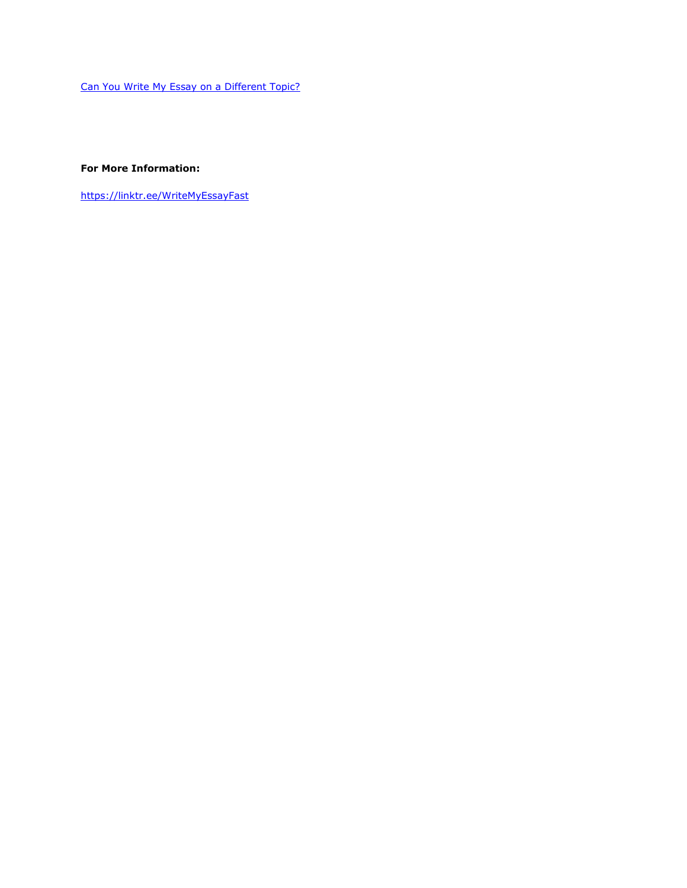[Can You Write My Essay on a Different Topic?](#)

**For More Information:**

[https://linktr.ee/WriteMyEssayFast](https://linktr.ee/WriteMyEssayFast)